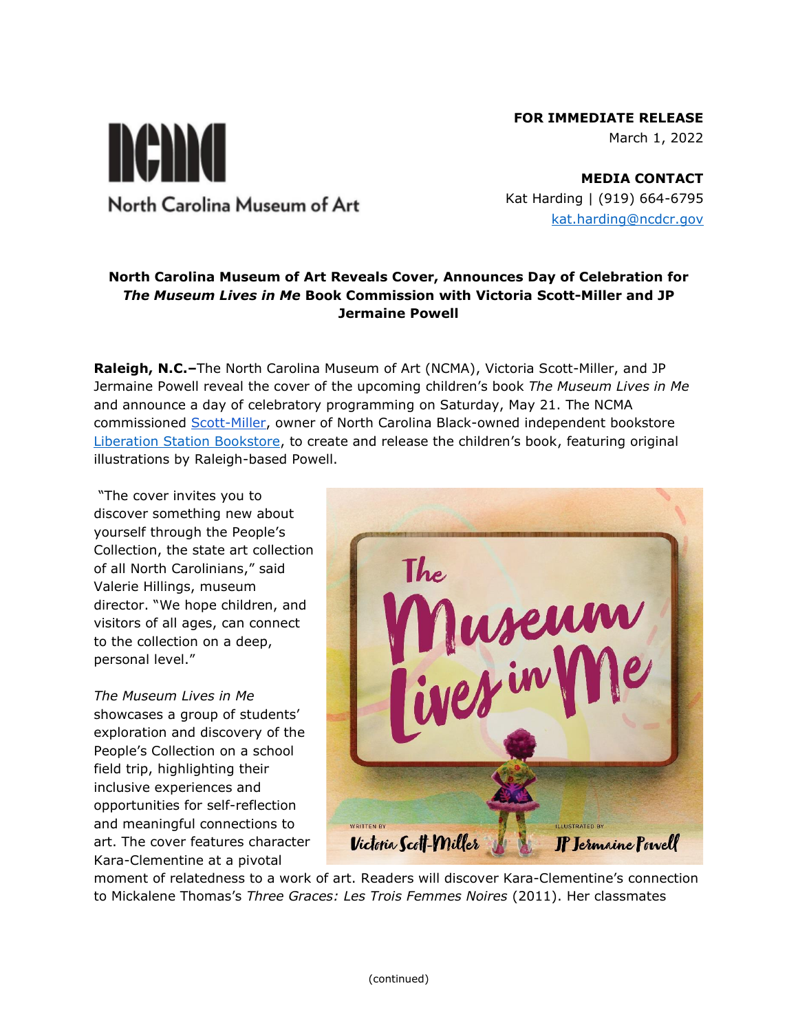North Carolina Museum of Art

**FOR IMMEDIATE RELEASE**
March 1, 2022

**MEDIA CONTACT**
Kat Harding | (919) 664-6795
kat.harding@ncdcr.gov

**North Carolina Museum of Art Reveals Cover, Announces Day of Celebration for *The Museum Lives in Me* Book Commission with Victoria Scott-Miller and JP Jermaine Powell**

**Raleigh, N.C.–**The North Carolina Museum of Art (NCMA), Victoria Scott-Miller, and JP Jermaine Powell reveal the cover of the upcoming children's book *The Museum Lives in Me* and announce a day of celebratory programming on Saturday, May 21. The NCMA commissioned Scott-Miller, owner of North Carolina Black-owned independent bookstore Liberation Station Bookstore, to create and release the children's book, featuring original illustrations by Raleigh-based Powell.

"The cover invites you to discover something new about yourself through the People's Collection, the state art collection of all North Carolinians," said Valerie Hillings, museum director. "We hope children, and visitors of all ages, can connect to the collection on a deep, personal level."

*The Museum Lives in Me* showcases a group of students' exploration and discovery of the People's Collection on a school field trip, highlighting their inclusive experiences and opportunities for self-reflection and meaningful connections to art. The cover features character Kara-Clementine at a pivotal moment of relatedness to a work of art. Readers will discover Kara-Clementine's connection to Mickalene Thomas's *Three Graces: Les Trois Femmes Noires* (2011). Her classmates

(continued)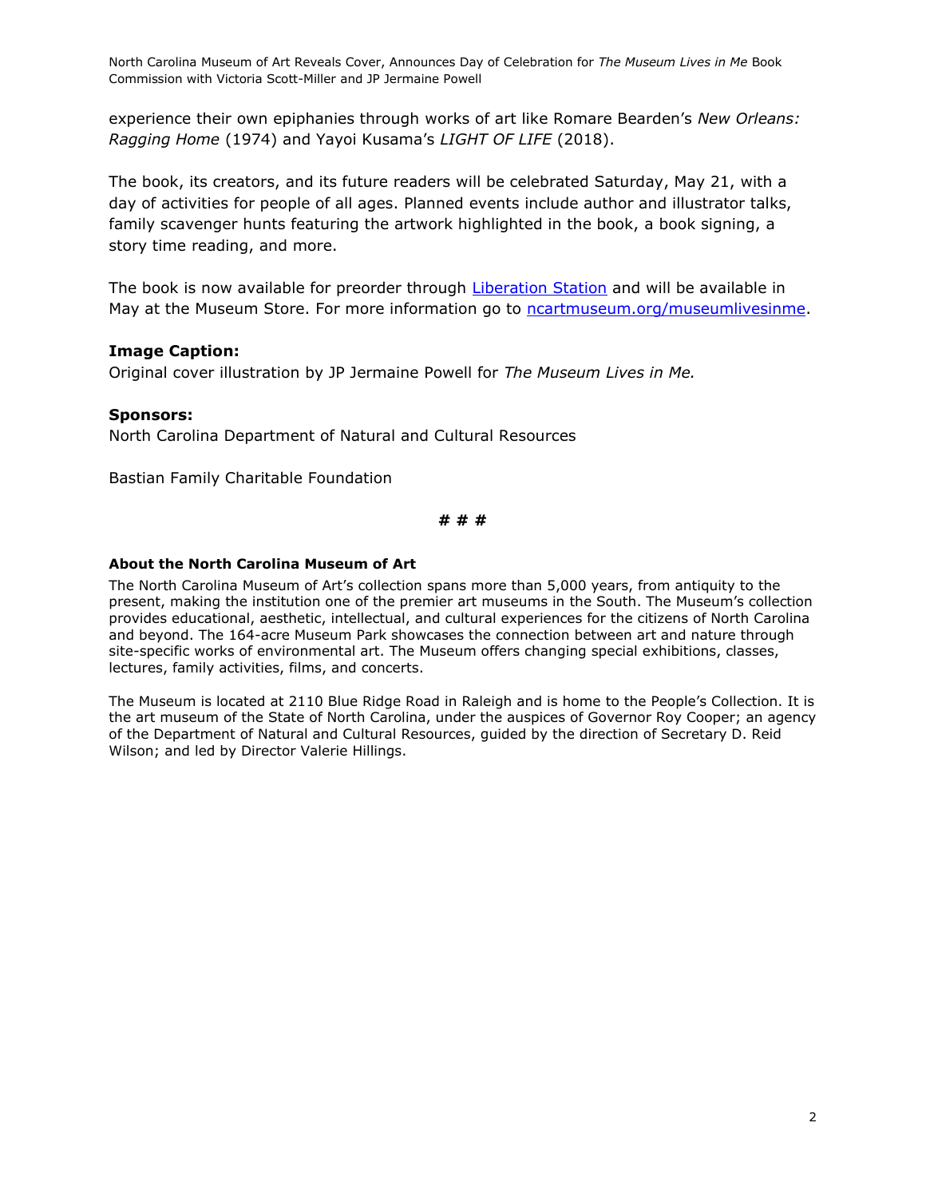experience their own epiphanies through works of art like Romare Bearden's *New Orleans: Ragging Home* (1974) and Yayoi Kusama's *LIGHT OF LIFE* (2018).

The book, its creators, and its future readers will be celebrated Saturday, May 21, with a day of activities for people of all ages. Planned events include author and illustrator talks, family scavenger hunts featuring the artwork highlighted in the book, a book signing, a story time reading, and more.

The book is now available for preorder through [Liberation Station]() and will be available in May at the Museum Store. For more information go to [ncartmuseum.org/museumlivesinme]().

**Image Caption:**
Original cover illustration by JP Jermaine Powell for *The Museum Lives in Me.*

**Sponsors:**
North Carolina Department of Natural and Cultural Resources

Bastian Family Charitable Foundation

**# # #**

**About the North Carolina Museum of Art**

The North Carolina Museum of Art's collection spans more than 5,000 years, from antiquity to the present, making the institution one of the premier art museums in the South. The Museum's collection provides educational, aesthetic, intellectual, and cultural experiences for the citizens of North Carolina and beyond. The 164-acre Museum Park showcases the connection between art and nature through site-specific works of environmental art. The Museum offers changing special exhibitions, classes, lectures, family activities, films, and concerts.

The Museum is located at 2110 Blue Ridge Road in Raleigh and is home to the People's Collection. It is the art museum of the State of North Carolina, under the auspices of Governor Roy Cooper; an agency of the Department of Natural and Cultural Resources, guided by the direction of Secretary D. Reid Wilson; and led by Director Valerie Hillings.